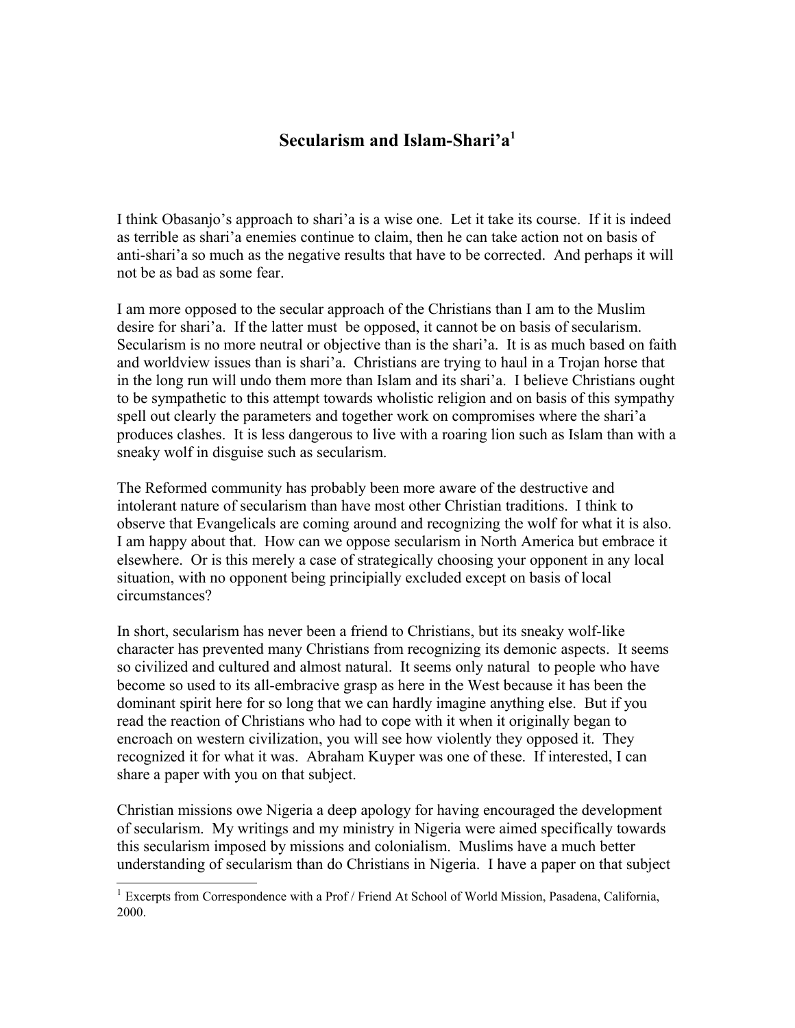# Secularism and Islam-Shari'a[1]

I think Obasanjo's approach to shari'a is a wise one. Let it take its course. If it is indeed as terrible as shari'a enemies continue to claim, then he can take action not on basis of anti-shari'a so much as the negative results that have to be corrected. And perhaps it will not be as bad as some fear.

I am more opposed to the secular approach of the Christians than I am to the Muslim desire for shari'a. If the latter must be opposed, it cannot be on basis of secularism. Secularism is no more neutral or objective than is the shari'a. It is as much based on faith and worldview issues than is shari'a. Christians are trying to haul in a Trojan horse that in the long run will undo them more than Islam and its shari'a. I believe Christians ought to be sympathetic to this attempt towards wholistic religion and on basis of this sympathy spell out clearly the parameters and together work on compromises where the shari'a produces clashes. It is less dangerous to live with a roaring lion such as Islam than with a sneaky wolf in disguise such as secularism.

The Reformed community has probably been more aware of the destructive and intolerant nature of secularism than have most other Christian traditions. I think to observe that Evangelicals are coming around and recognizing the wolf for what it is also. I am happy about that. How can we oppose secularism in North America but embrace it elsewhere. Or is this merely a case of strategically choosing your opponent in any local situation, with no opponent being principially excluded except on basis of local circumstances?

In short, secularism has never been a friend to Christians, but its sneaky wolf-like character has prevented many Christians from recognizing its demonic aspects. It seems so civilized and cultured and almost natural. It seems only natural to people who have become so used to its all-embracive grasp as here in the West because it has been the dominant spirit here for so long that we can hardly imagine anything else. But if you read the reaction of Christians who had to cope with it when it originally began to encroach on western civilization, you will see how violently they opposed it. They recognized it for what it was. Abraham Kuyper was one of these. If interested, I can share a paper with you on that subject.

Christian missions owe Nigeria a deep apology for having encouraged the development of secularism. My writings and my ministry in Nigeria were aimed specifically towards this secularism imposed by missions and colonialism. Muslims have a much better understanding of secularism than do Christians in Nigeria. I have a paper on that subject

---

[1] Excerpts from Correspondence with a Prof / Friend At School of World Mission, Pasadena, California, 2000.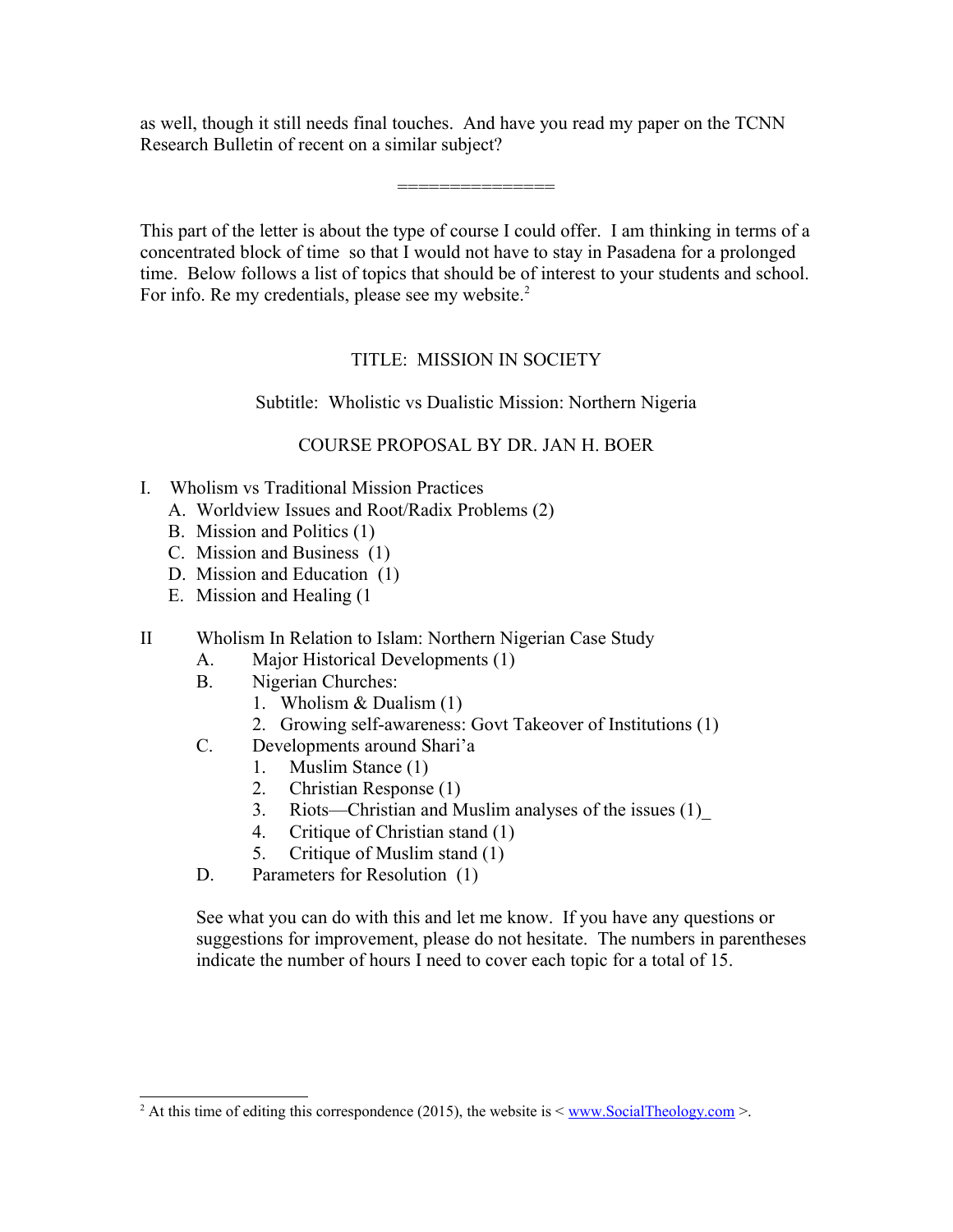as well, though it still needs final touches. And have you read my paper on the TCNN Research Bulletin of recent on a similar subject?

===============

This part of the letter is about the type of course I could offer. I am thinking in terms of a concentrated block of time so that I would not have to stay in Pasadena for a prolonged time. Below follows a list of topics that should be of interest to your students and school. For info. Re my credentials, please see my website.[2]

TITLE: MISSION IN SOCIETY

Subtitle: Wholistic vs Dualistic Mission: Northern Nigeria

COURSE PROPOSAL BY DR. JAN H. BOER

I. Wholism vs Traditional Mission Practices
   A. Worldview Issues and Root/Radix Problems (2)
   B. Mission and Politics (1)
   C. Mission and Business (1)
   D. Mission and Education (1)
   E. Mission and Healing (1

II Wholism In Relation to Islam: Northern Nigerian Case Study
   A. Major Historical Developments (1)
   B. Nigerian Churches:
      1. Wholism & Dualism (1)
      2. Growing self-awareness: Govt Takeover of Institutions (1)
   C. Developments around Shari'a
      1. Muslim Stance (1)
      2. Christian Response (1)
      3. Riots—Christian and Muslim analyses of the issues (1)_
      4. Critique of Christian stand (1)
      5. Critique of Muslim stand (1)
   D. Parameters for Resolution (1)

See what you can do with this and let me know. If you have any questions or suggestions for improvement, please do not hesitate. The numbers in parentheses indicate the number of hours I need to cover each topic for a total of 15.

---

[2] At this time of editing this correspondence (2015), the website is < www.SocialTheology.com >.